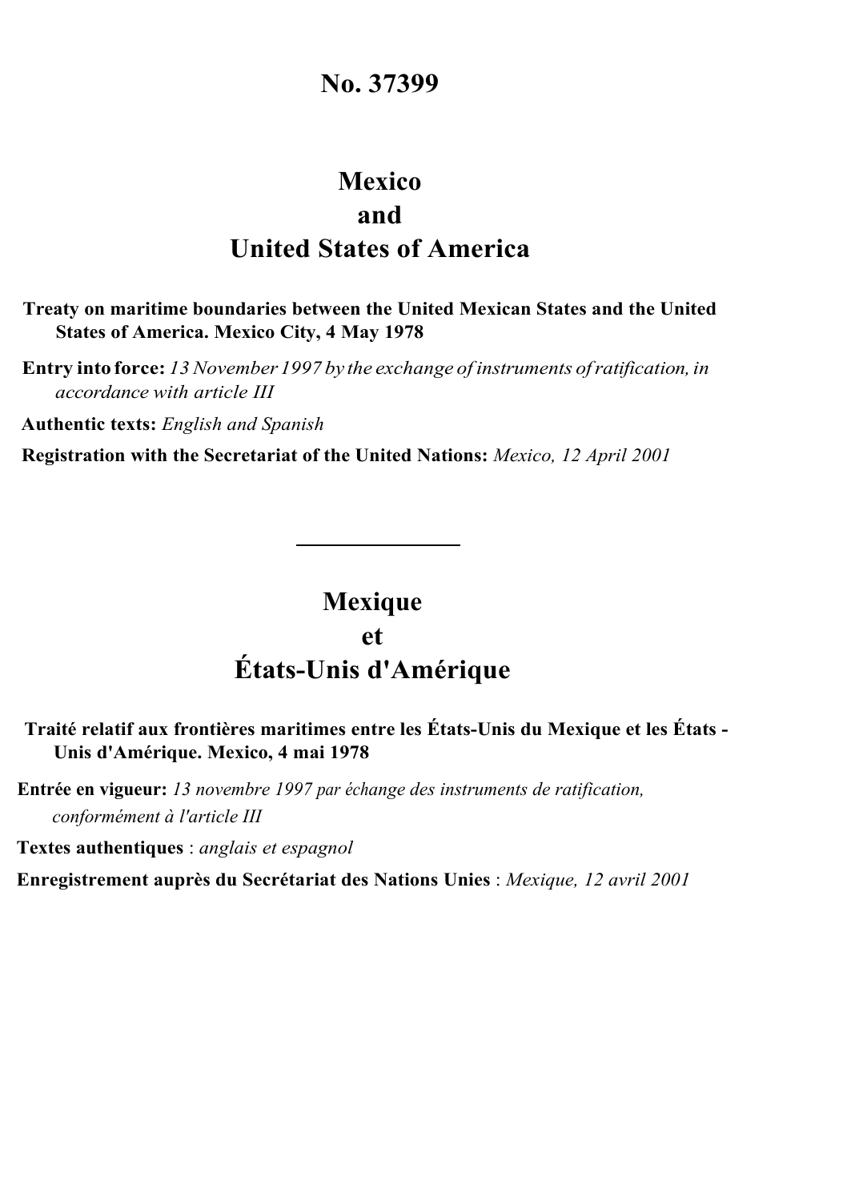# No. 37399

## Mexico
## and
## United States of America

**Treaty on maritime boundaries between the United Mexican States and the United States of America. Mexico City, 4 May 1978**

**Entry into force:** *13 November 1997 by the exchange of instruments of ratification, in accordance with article III*

**Authentic texts:** *English and Spanish*

**Registration with the Secretariat of the United Nations:** *Mexico, 12 April 2001*

---

## Mexique
## et
## États-Unis d'Amérique

**Traité relatif aux frontières maritimes entre les États-Unis du Mexique et les États - Unis d'Amérique. Mexico, 4 mai 1978**

**Entrée en vigueur:** *13 novembre 1997 par échange des instruments de ratification, conformément à l'article III*

**Textes authentiques** : *anglais et espagnol*

**Enregistrement auprès du Secrétariat des Nations Unies** : *Mexique, 12 avril 2001*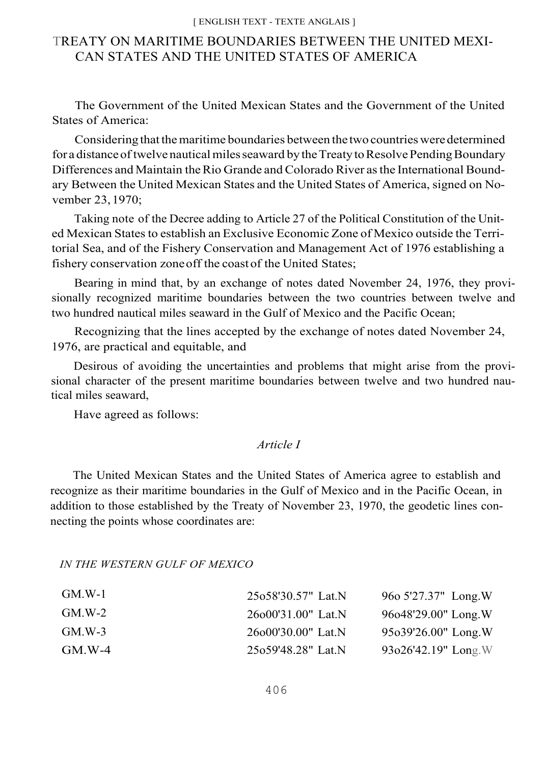[ ENGLISH TEXT - TEXTE ANGLAIS ]

# TREATY ON MARITIME BOUNDARIES BETWEEN THE UNITED MEXICAN STATES AND THE UNITED STATES OF AMERICA

The Government of the United Mexican States and the Government of the United States of America:

Considering that the maritime boundaries between the two countries were determined for a distance of twelve nautical miles seaward by the Treaty to Resolve Pending Boundary Differences and Maintain the Rio Grande and Colorado River as the International Boundary Between the United Mexican States and the United States of America, signed on November 23, 1970;

Taking note of the Decree adding to Article 27 of the Political Constitution of the United Mexican States to establish an Exclusive Economic Zone of Mexico outside the Territorial Sea, and of the Fishery Conservation and Management Act of 1976 establishing a fishery conservation zone off the coast of the United States;

Bearing in mind that, by an exchange of notes dated November 24, 1976, they provisionally recognized maritime boundaries between the two countries between twelve and two hundred nautical miles seaward in the Gulf of Mexico and the Pacific Ocean;

Recognizing that the lines accepted by the exchange of notes dated November 24, 1976, are practical and equitable, and

Desirous of avoiding the uncertainties and problems that might arise from the provisional character of the present maritime boundaries between twelve and two hundred nautical miles seaward,

Have agreed as follows:

## *Article I*

The United Mexican States and the United States of America agree to establish and recognize as their maritime boundaries in the Gulf of Mexico and in the Pacific Ocean, in addition to those established by the Treaty of November 23, 1970, the geodetic lines connecting the points whose coordinates are:

*IN THE WESTERN GULF OF MEXICO*

| | | |
|---|---|---|
| GM.W-1 | 25o58'30.57" Lat.N | 96o 5'27.37" Long.W |
| GM.W-2 | 26o00'31.00" Lat.N | 96o48'29.00" Long.W |
| GM.W-3 | 26o00'30.00" Lat.N | 95o39'26.00" Long.W |
| GM.W-4 | 25o59'48.28" Lat.N | 93o26'42.19" Long.W |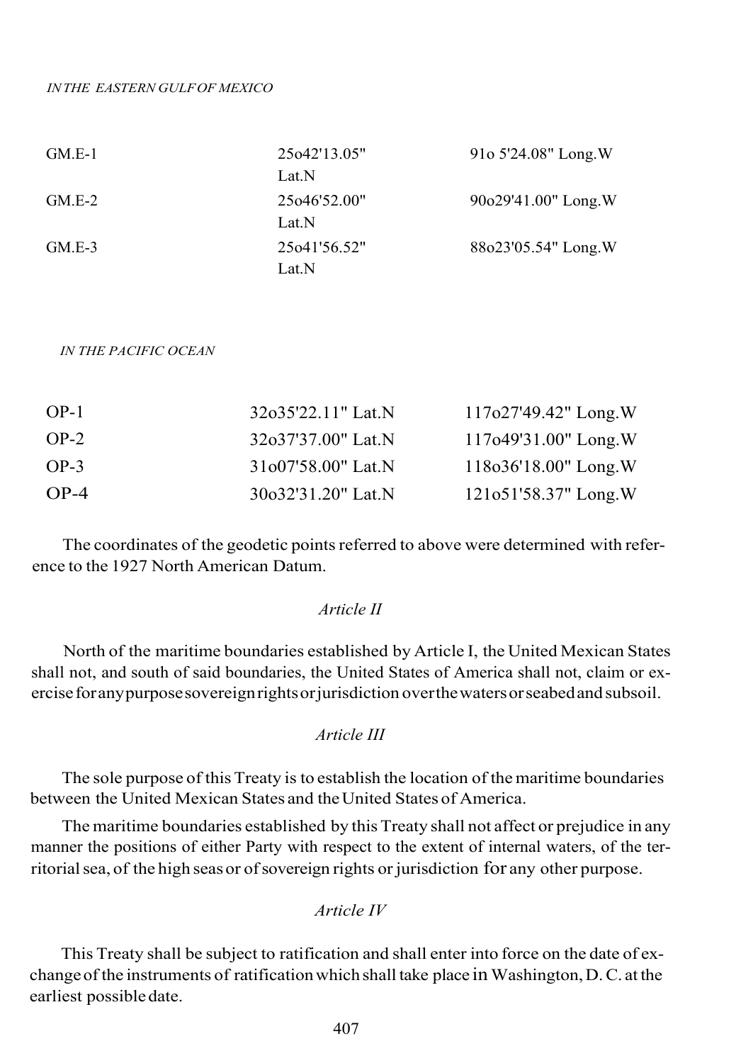*IN THE EASTERN GULF OF MEXICO*

| | | |
|---|---|---|
| GM.E-1 | 25o42'13.05" Lat.N | 91o 5'24.08" Long.W |
| GM.E-2 | 25o46'52.00" Lat.N | 90o29'41.00" Long.W |
| GM.E-3 | 25o41'56.52" Lat.N | 88o23'05.54" Long.W |

*IN THE PACIFIC OCEAN*

| | | |
|---|---|---|
| OP-1 | 32o35'22.11" Lat.N | 117o27'49.42" Long.W |
| OP-2 | 32o37'37.00" Lat.N | 117o49'31.00" Long.W |
| OP-3 | 31o07'58.00" Lat.N | 118o36'18.00" Long.W |
| OP-4 | 30o32'31.20" Lat.N | 121o51'58.37" Long.W |

The coordinates of the geodetic points referred to above were determined with reference to the 1927 North American Datum.

*Article II*

North of the maritime boundaries established by Article I, the United Mexican States shall not, and south of said boundaries, the United States of America shall not, claim or exercise for any purpose sovereign rights or jurisdiction over the waters or seabed and subsoil.

*Article III*

The sole purpose of this Treaty is to establish the location of the maritime boundaries between the United Mexican States and the United States of America.

The maritime boundaries established by this Treaty shall not affect or prejudice in any manner the positions of either Party with respect to the extent of internal waters, of the territorial sea, of the high seas or of sovereign rights or jurisdiction for any other purpose.

*Article IV*

This Treaty shall be subject to ratification and shall enter into force on the date of exchange of the instruments of ratification which shall take place in Washington, D. C. at the earliest possible date.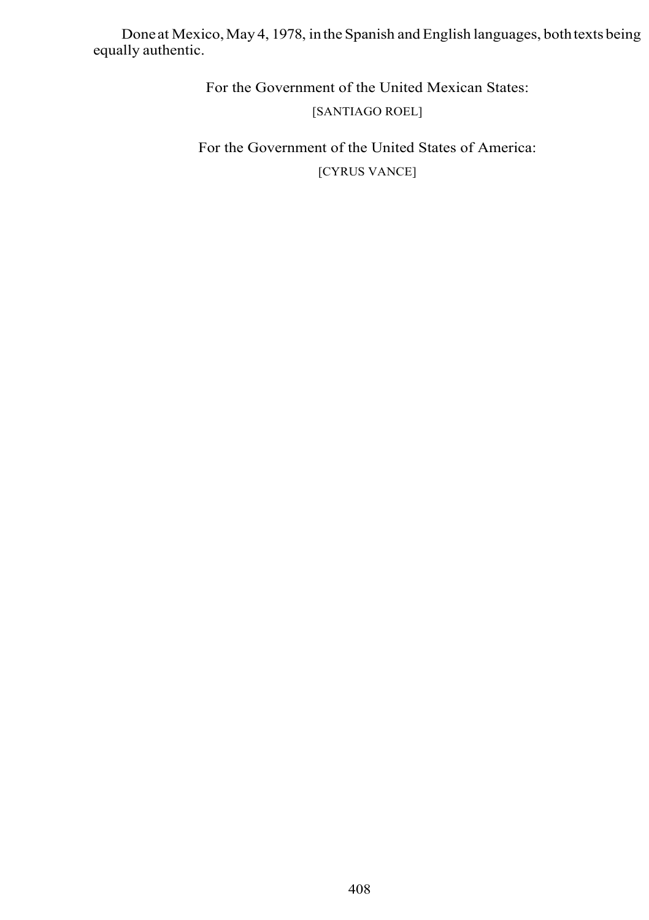Done at Mexico, May 4, 1978, in the Spanish and English languages, both texts being equally authentic.

For the Government of the United Mexican States:

[SANTIAGO ROEL]

For the Government of the United States of America:

[CYRUS VANCE]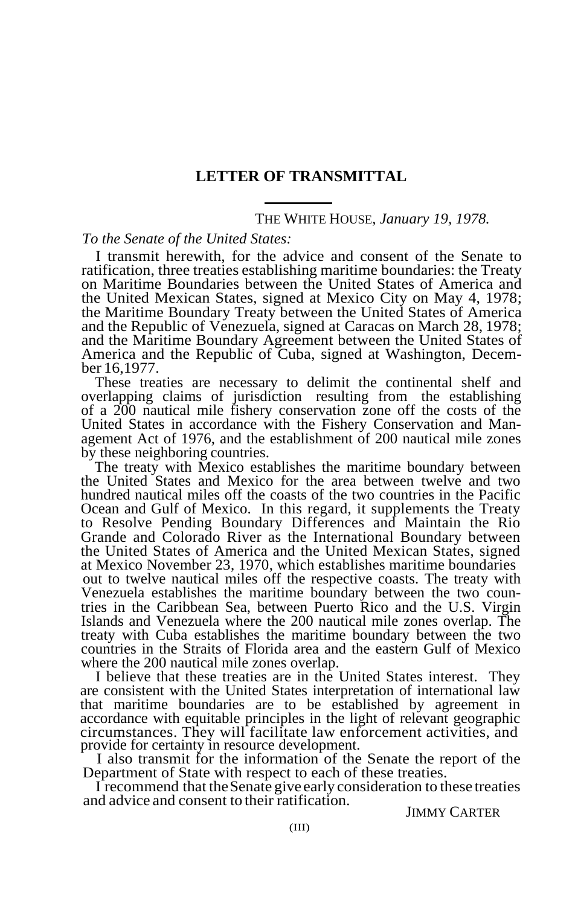## LETTER OF TRANSMITTAL

THE WHITE HOUSE, *January 19, 1978.*

*To the Senate of the United States:*

I transmit herewith, for the advice and consent of the Senate to ratification, three treaties establishing maritime boundaries: the Treaty on Maritime Boundaries between the United States of America and the United Mexican States, signed at Mexico City on May 4, 1978; the Maritime Boundary Treaty between the United States of America and the Republic of Venezuela, signed at Caracas on March 28, 1978; and the Maritime Boundary Agreement between the United States of America and the Republic of Cuba, signed at Washington, December 16,1977.

These treaties are necessary to delimit the continental shelf and overlapping claims of jurisdiction resulting from the establishing of a 200 nautical mile fishery conservation zone off the costs of the United States in accordance with the Fishery Conservation and Management Act of 1976, and the establishment of 200 nautical mile zones by these neighboring countries.

The treaty with Mexico establishes the maritime boundary between the United States and Mexico for the area between twelve and two hundred nautical miles off the coasts of the two countries in the Pacific Ocean and Gulf of Mexico. In this regard, it supplements the Treaty to Resolve Pending Boundary Differences and Maintain the Rio Grande and Colorado River as the International Boundary between the United States of America and the United Mexican States, signed at Mexico November 23, 1970, which establishes maritime boundaries out to twelve nautical miles off the respective coasts. The treaty with Venezuela establishes the maritime boundary between the two countries in the Caribbean Sea, between Puerto Rico and the U.S. Virgin Islands and Venezuela where the 200 nautical mile zones overlap. The treaty with Cuba establishes the maritime boundary between the two countries in the Straits of Florida area and the eastern Gulf of Mexico where the 200 nautical mile zones overlap.

I believe that these treaties are in the United States interest. They are consistent with the United States interpretation of international law that maritime boundaries are to be established by agreement in accordance with equitable principles in the light of relevant geographic circumstances. They will facilitate law enforcement activities, and provide for certainty in resource development.

I also transmit for the information of the Senate the report of the Department of State with respect to each of these treaties.

I recommend that the Senate give early consideration to these treaties and advice and consent to their ratification.

JIMMY CARTER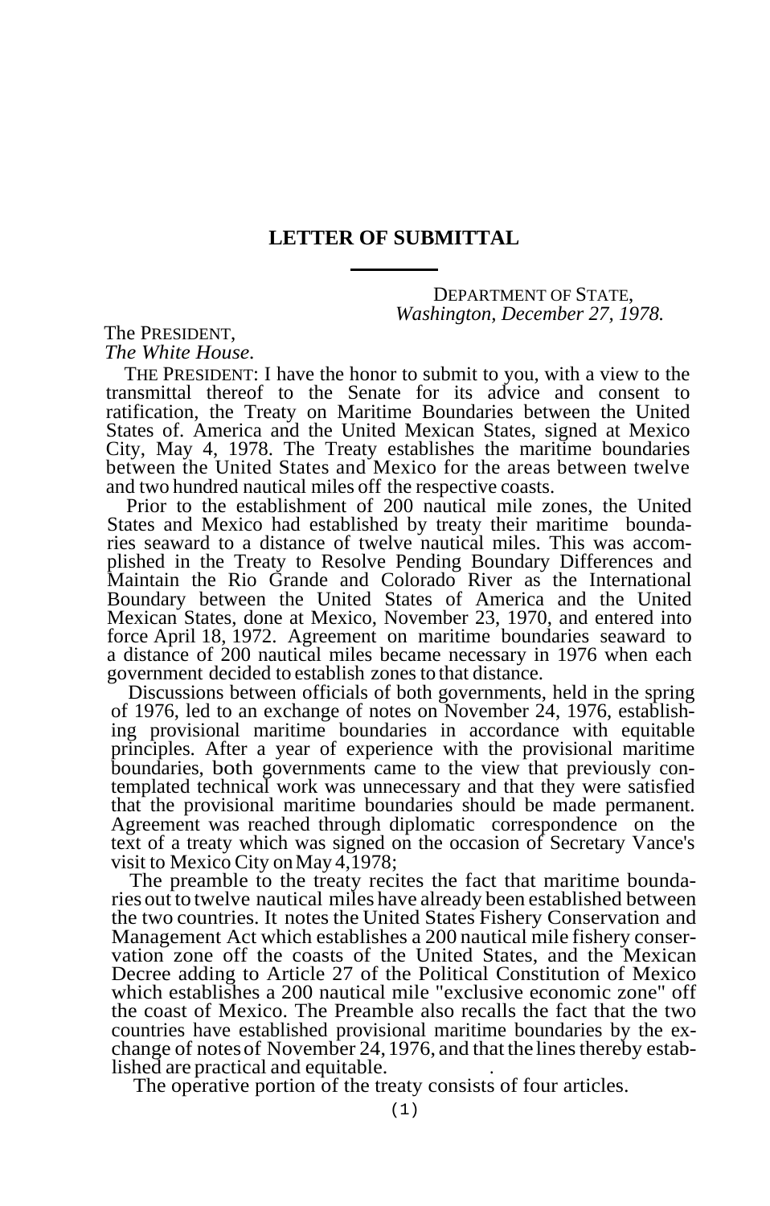## LETTER OF SUBMITTAL

DEPARTMENT OF STATE,
*Washington, December 27, 1978.*

The PRESIDENT,
*The White House.*

THE PRESIDENT: I have the honor to submit to you, with a view to the transmittal thereof to the Senate for its advice and consent to ratification, the Treaty on Maritime Boundaries between the United States of. America and the United Mexican States, signed at Mexico City, May 4, 1978. The Treaty establishes the maritime boundaries between the United States and Mexico for the areas between twelve and two hundred nautical miles off the respective coasts.

Prior to the establishment of 200 nautical mile zones, the United States and Mexico had established by treaty their maritime boundaries seaward to a distance of twelve nautical miles. This was accomplished in the Treaty to Resolve Pending Boundary Differences and Maintain the Rio Grande and Colorado River as the International Boundary between the United States of America and the United Mexican States, done at Mexico, November 23, 1970, and entered into force April 18, 1972. Agreement on maritime boundaries seaward to a distance of 200 nautical miles became necessary in 1976 when each government decided to establish zones to that distance.

Discussions between officials of both governments, held in the spring of 1976, led to an exchange of notes on November 24, 1976, establishing provisional maritime boundaries in accordance with equitable principles. After a year of experience with the provisional maritime boundaries, both governments came to the view that previously contemplated technical work was unnecessary and that they were satisfied that the provisional maritime boundaries should be made permanent. Agreement was reached through diplomatic correspondence on the text of a treaty which was signed on the occasion of Secretary Vance's visit to Mexico City on May 4,1978;

The preamble to the treaty recites the fact that maritime boundaries out to twelve nautical miles have already been established between the two countries. It notes the United States Fishery Conservation and Management Act which establishes a 200 nautical mile fishery conservation zone off the coasts of the United States, and the Mexican Decree adding to Article 27 of the Political Constitution of Mexico which establishes a 200 nautical mile "exclusive economic zone" off the coast of Mexico. The Preamble also recalls the fact that the two countries have established provisional maritime boundaries by the exchange of notes of November 24, 1976, and that the lines thereby established are practical and equitable.

The operative portion of the treaty consists of four articles.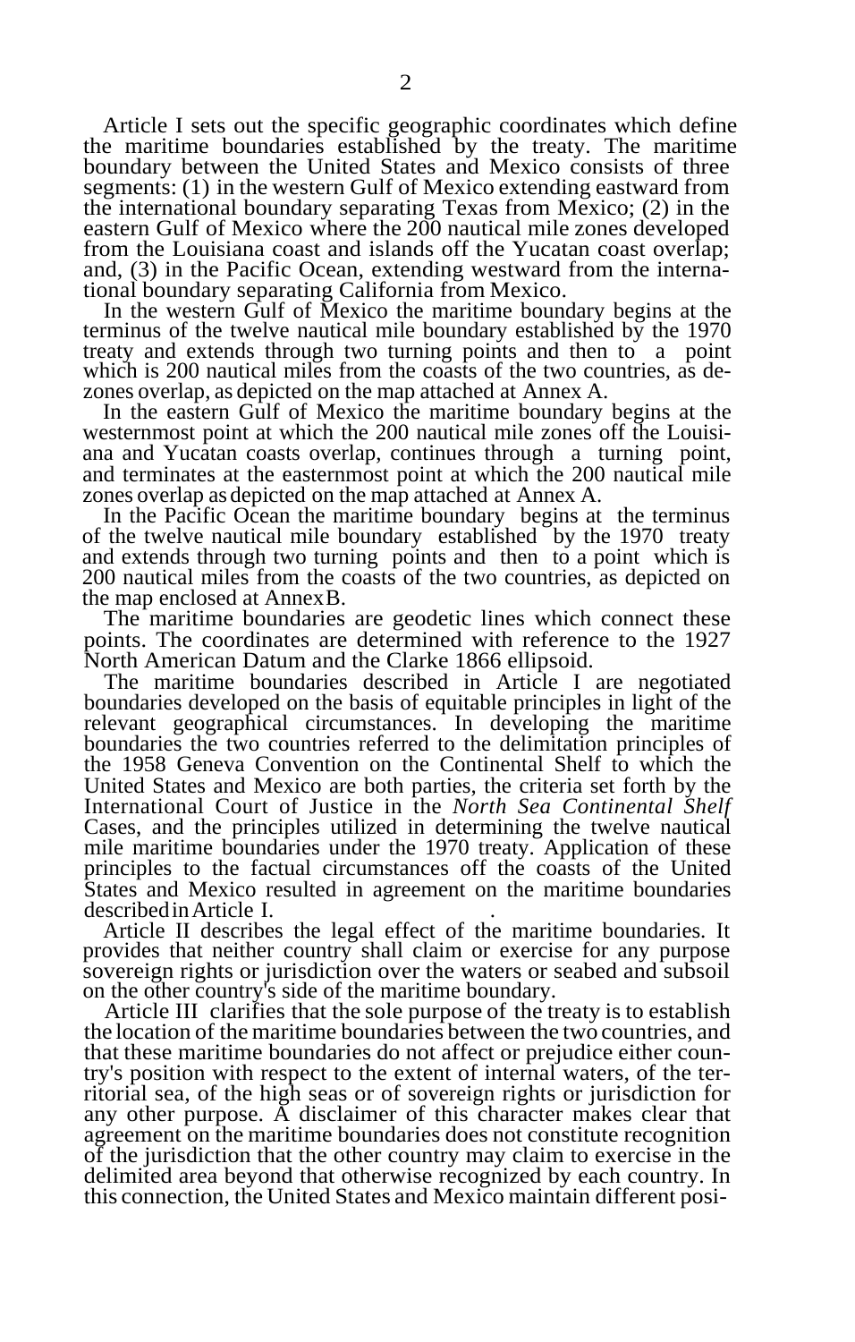Article I sets out the specific geographic coordinates which define the maritime boundaries established by the treaty. The maritime boundary between the United States and Mexico consists of three segments: (1) in the western Gulf of Mexico extending eastward from the international boundary separating Texas from Mexico; (2) in the eastern Gulf of Mexico where the 200 nautical mile zones developed from the Louisiana coast and islands off the Yucatan coast overlap; and, (3) in the Pacific Ocean, extending westward from the international boundary separating California from Mexico.

In the western Gulf of Mexico the maritime boundary begins at the terminus of the twelve nautical mile boundary established by the 1970 treaty and extends through two turning points and then to a point which is 200 nautical miles from the coasts of the two countries, as de-zones overlap, as depicted on the map attached at Annex A.

In the eastern Gulf of Mexico the maritime boundary begins at the westernmost point at which the 200 nautical mile zones off the Louisiana and Yucatan coasts overlap, continues through a turning point, and terminates at the easternmost point at which the 200 nautical mile zones overlap as depicted on the map attached at Annex A.

In the Pacific Ocean the maritime boundary begins at the terminus of the twelve nautical mile boundary established by the 1970 treaty and extends through two turning points and then to a point which is 200 nautical miles from the coasts of the two countries, as depicted on the map enclosed at Annex B.

The maritime boundaries are geodetic lines which connect these points. The coordinates are determined with reference to the 1927 North American Datum and the Clarke 1866 ellipsoid.

The maritime boundaries described in Article I are negotiated boundaries developed on the basis of equitable principles in light of the relevant geographical circumstances. In developing the maritime boundaries the two countries referred to the delimitation principles of the 1958 Geneva Convention on the Continental Shelf to which the United States and Mexico are both parties, the criteria set forth by the International Court of Justice in the *North Sea Continental Shelf* Cases, and the principles utilized in determining the twelve nautical mile maritime boundaries under the 1970 treaty. Application of these principles to the factual circumstances off the coasts of the United States and Mexico resulted in agreement on the maritime boundaries described in Article I.

Article II describes the legal effect of the maritime boundaries. It provides that neither country shall claim or exercise for any purpose sovereign rights or jurisdiction over the waters or seabed and subsoil on the other country's side of the maritime boundary.

Article III clarifies that the sole purpose of the treaty is to establish the location of the maritime boundaries between the two countries, and that these maritime boundaries do not affect or prejudice either country's position with respect to the extent of internal waters, of the territorial sea, of the high seas or of sovereign rights or jurisdiction for any other purpose. A disclaimer of this character makes clear that agreement on the maritime boundaries does not constitute recognition of the jurisdiction that the other country may claim to exercise in the delimited area beyond that otherwise recognized by each country. In this connection, the United States and Mexico maintain different posi-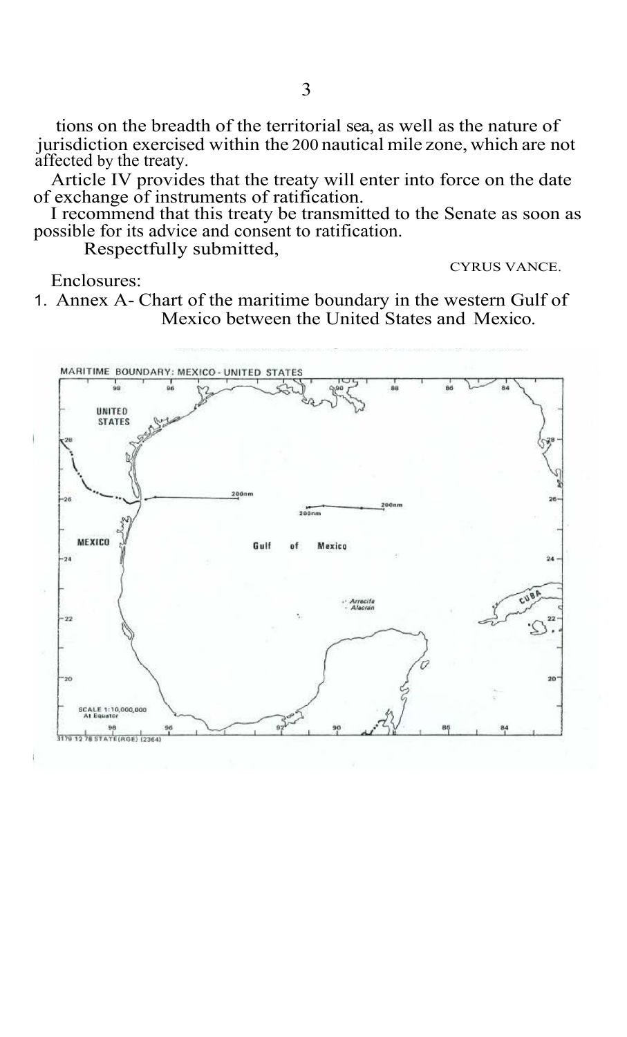tions on the breadth of the territorial sea, as well as the nature of jurisdiction exercised within the 200 nautical mile zone, which are not affected by the treaty.

Article IV provides that the treaty will enter into force on the date of exchange of instruments of ratification.

I recommend that this treaty be transmitted to the Senate as soon as possible for its advice and consent to ratification.

Respectfully submitted,

CYRUS VANCE.

Enclosures:

1. Annex A- Chart of the maritime boundary in the western Gulf of Mexico between the United States and Mexico.

MARITIME BOUNDARY: MEXICO - UNITED STATES

UNITED STATES

MEXICO

Gulf of Mexico

200nm

200nm

200nm

Arrecife Alacrán

CUBA

SCALE 1:10,000,000 At Equator

3179 12 78 STATE(RGE) (2364)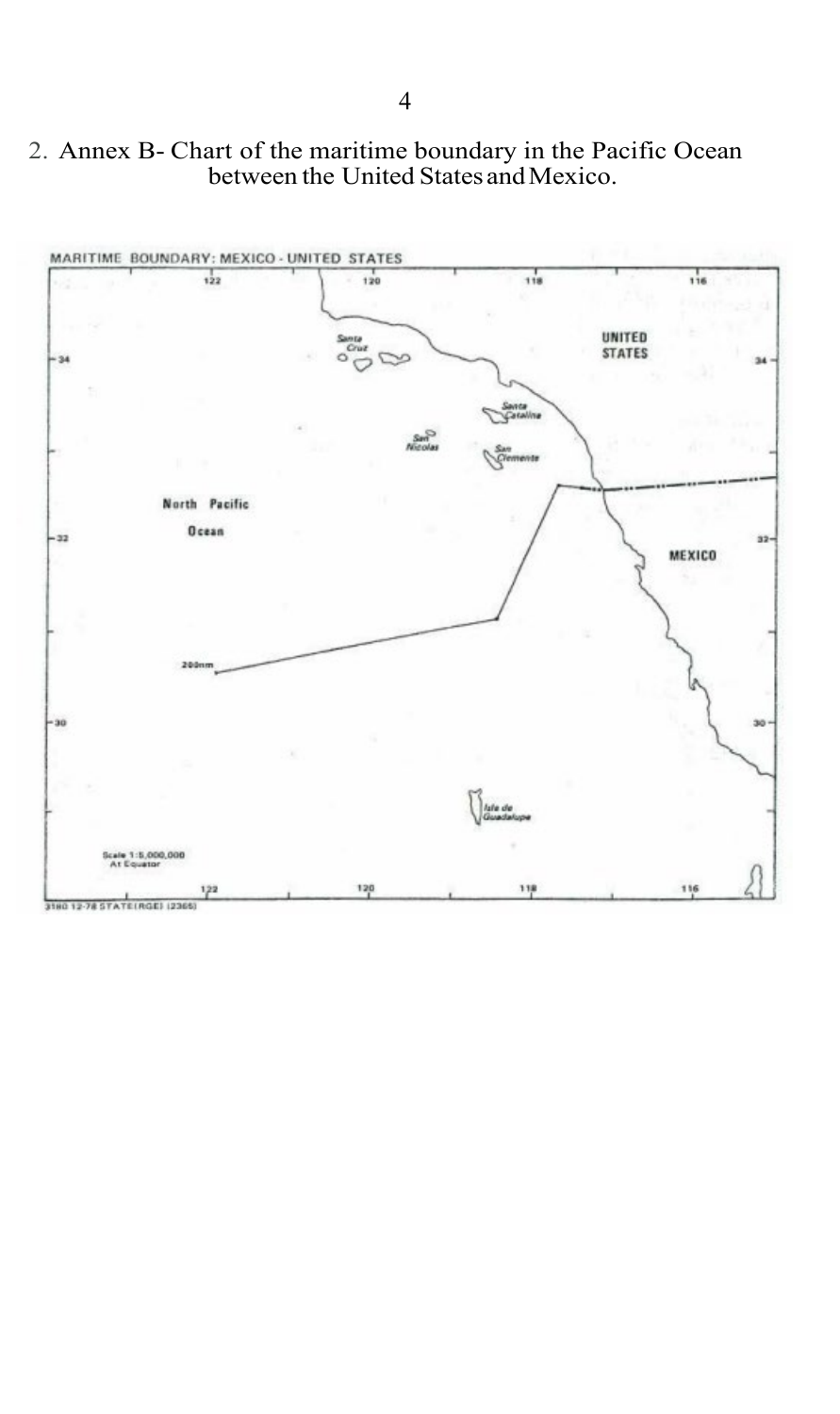2. Annex B- Chart of the maritime boundary in the Pacific Ocean between the United States and Mexico.

MARITIME BOUNDARY: MEXICO - UNITED STATES

122
120
118
116
34
32
30

Santa Cruz
UNITED STATES
Santa Catalina
San Nicolas
San Clemente
North Pacific Ocean
MEXICO
200nm
Isla de Guadalupe

Scale 1:5,000,000
At Equator

122
120
118
116

3180 12-78 STATE(RGE) (2365)